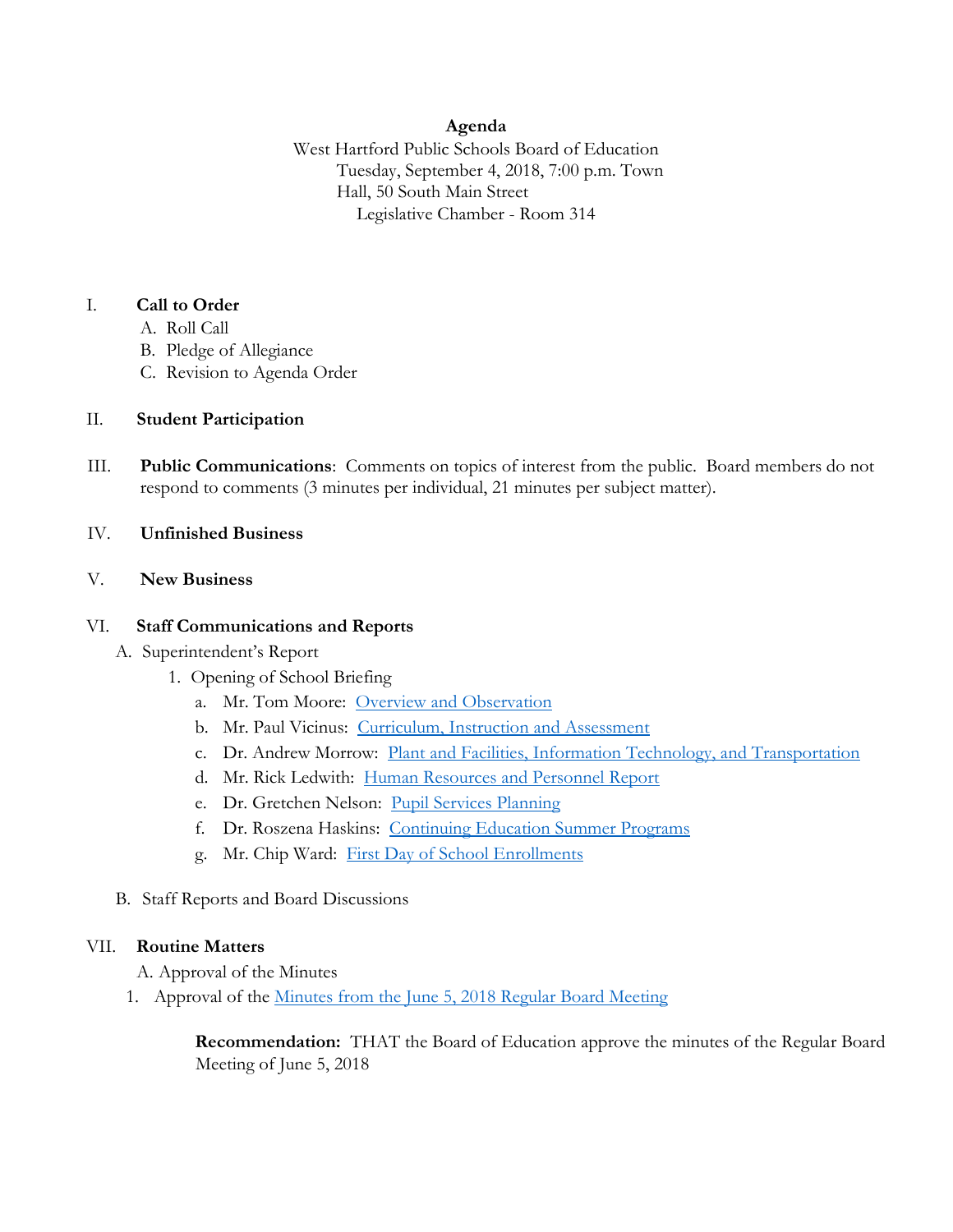**Agenda**

West Hartford Public Schools Board of Education
Tuesday, September 4, 2018, 7:00 p.m. Town Hall, 50 South Main Street
Legislative Chamber - Room 314

I. **Call to Order**
   A. Roll Call
   B. Pledge of Allegiance
   C. Revision to Agenda Order

II. **Student Participation**

III. **Public Communications**: Comments on topics of interest from the public. Board members do not respond to comments (3 minutes per individual, 21 minutes per subject matter).

IV. **Unfinished Business**

V. **New Business**

VI. **Staff Communications and Reports**
   A. Superintendent's Report
      1. Opening of School Briefing
         a. Mr. Tom Moore: Overview and Observation
         b. Mr. Paul Vicinus: Curriculum, Instruction and Assessment
         c. Dr. Andrew Morrow: Plant and Facilities, Information Technology, and Transportation
         d. Mr. Rick Ledwith: Human Resources and Personnel Report
         e. Dr. Gretchen Nelson: Pupil Services Planning
         f. Dr. Roszena Haskins: Continuing Education Summer Programs
         g. Mr. Chip Ward: First Day of School Enrollments
   B. Staff Reports and Board Discussions

VII. **Routine Matters**
   A. Approval of the Minutes
      1. Approval of the Minutes from the June 5, 2018 Regular Board Meeting

         **Recommendation:** THAT the Board of Education approve the minutes of the Regular Board Meeting of June 5, 2018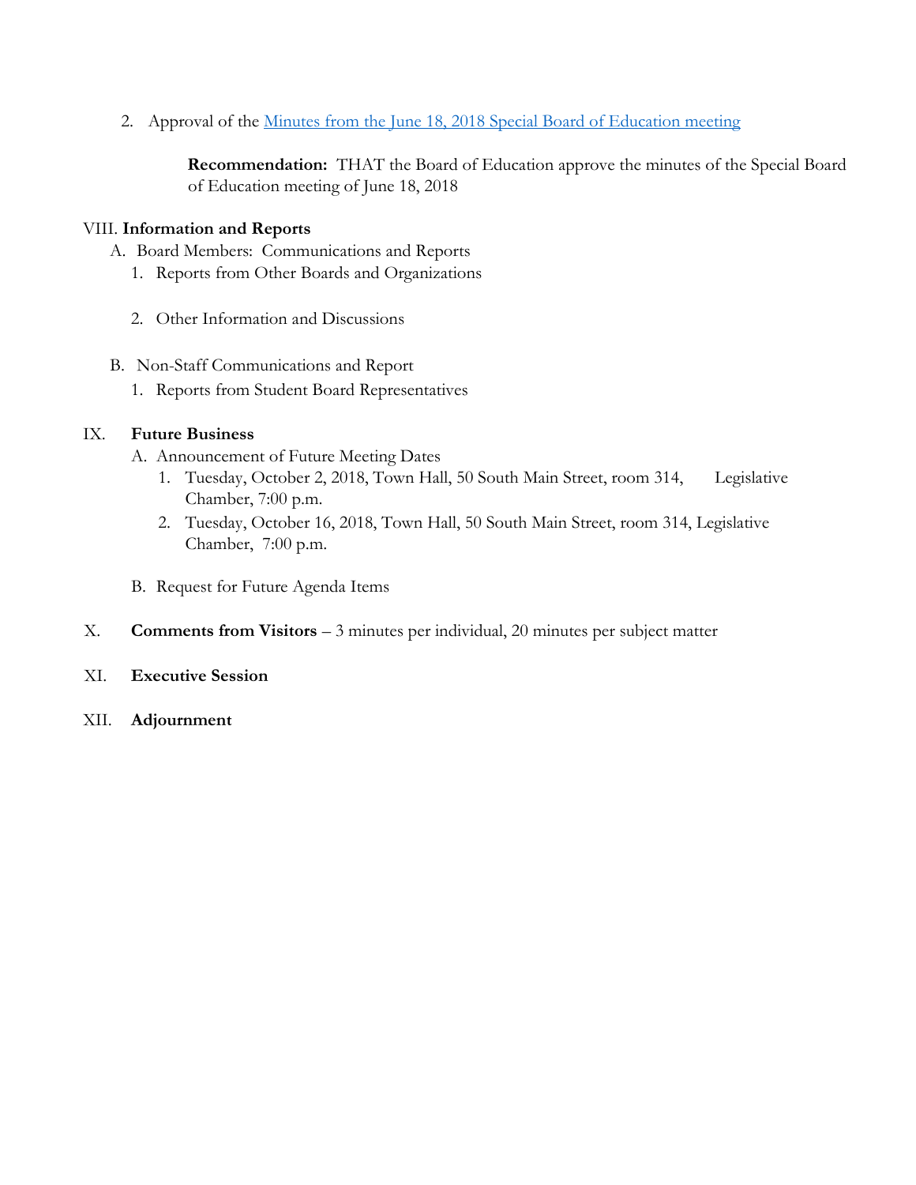2. Approval of the [Minutes from the June 18, 2018 Special Board of Education meeting]

    **Recommendation:** THAT the Board of Education approve the minutes of the Special Board of Education meeting of June 18, 2018

VIII. **Information and Reports**

A. Board Members: Communications and Reports

1. Reports from Other Boards and Organizations

2. Other Information and Discussions

B. Non-Staff Communications and Report

1. Reports from Student Board Representatives

IX. **Future Business**

A. Announcement of Future Meeting Dates

1. Tuesday, October 2, 2018, Town Hall, 50 South Main Street, room 314, Legislative Chamber, 7:00 p.m.
2. Tuesday, October 16, 2018, Town Hall, 50 South Main Street, room 314, Legislative Chamber, 7:00 p.m.

B. Request for Future Agenda Items

X. **Comments from Visitors** – 3 minutes per individual, 20 minutes per subject matter

XI. **Executive Session**

XII. **Adjournment**